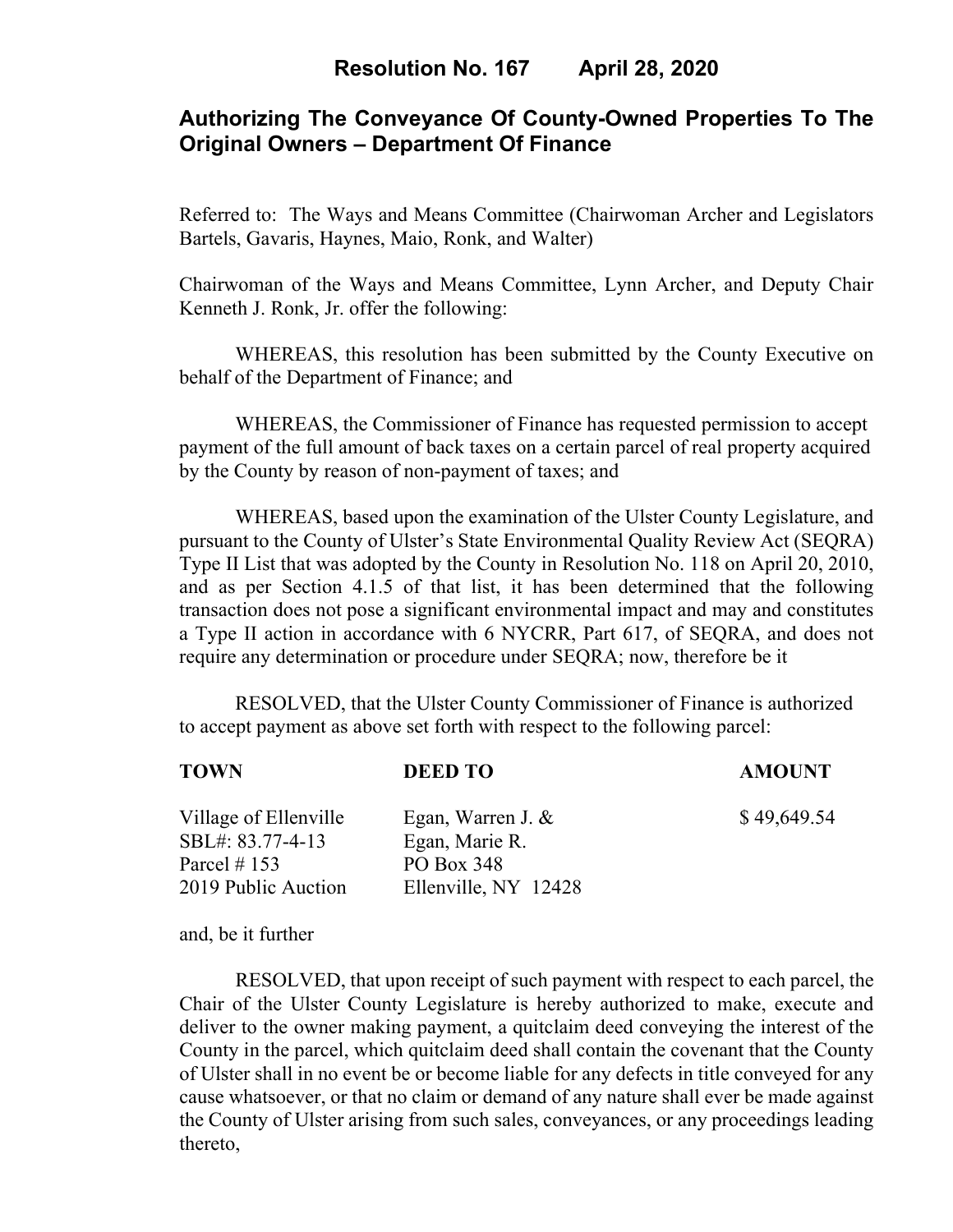# Resolution No. 167 April 28, 2020

## Authorizing The Conveyance Of County-Owned Properties To The Original Owners – Department Of Finance

Referred to: The Ways and Means Committee (Chairwoman Archer and Legislators Bartels, Gavaris, Haynes, Maio, Ronk, and Walter)

Chairwoman of the Ways and Means Committee, Lynn Archer, and Deputy Chair Kenneth J. Ronk, Jr. offer the following:

WHEREAS, this resolution has been submitted by the County Executive on behalf of the Department of Finance; and

WHEREAS, the Commissioner of Finance has requested permission to accept payment of the full amount of back taxes on a certain parcel of real property acquired by the County by reason of non-payment of taxes; and

WHEREAS, based upon the examination of the Ulster County Legislature, and pursuant to the County of Ulster's State Environmental Quality Review Act (SEQRA) Type II List that was adopted by the County in Resolution No. 118 on April 20, 2010, and as per Section 4.1.5 of that list, it has been determined that the following transaction does not pose a significant environmental impact and may and constitutes a Type II action in accordance with 6 NYCRR, Part 617, of SEQRA, and does not require any determination or procedure under SEQRA; now, therefore be it

RESOLVED, that the Ulster County Commissioner of Finance is authorized to accept payment as above set forth with respect to the following parcel:

| TOWN | DEED TO | AMOUNT |
|---|---|---|
| Village of Ellenville<br>SBL#: 83.77-4-13<br>Parcel # 153<br>2019 Public Auction | Egan, Warren J. &<br>Egan, Marie R.<br>PO Box 348<br>Ellenville, NY 12428 | $ 49,649.54 |

and, be it further

RESOLVED, that upon receipt of such payment with respect to each parcel, the Chair of the Ulster County Legislature is hereby authorized to make, execute and deliver to the owner making payment, a quitclaim deed conveying the interest of the County in the parcel, which quitclaim deed shall contain the covenant that the County of Ulster shall in no event be or become liable for any defects in title conveyed for any cause whatsoever, or that no claim or demand of any nature shall ever be made against the County of Ulster arising from such sales, conveyances, or any proceedings leading thereto,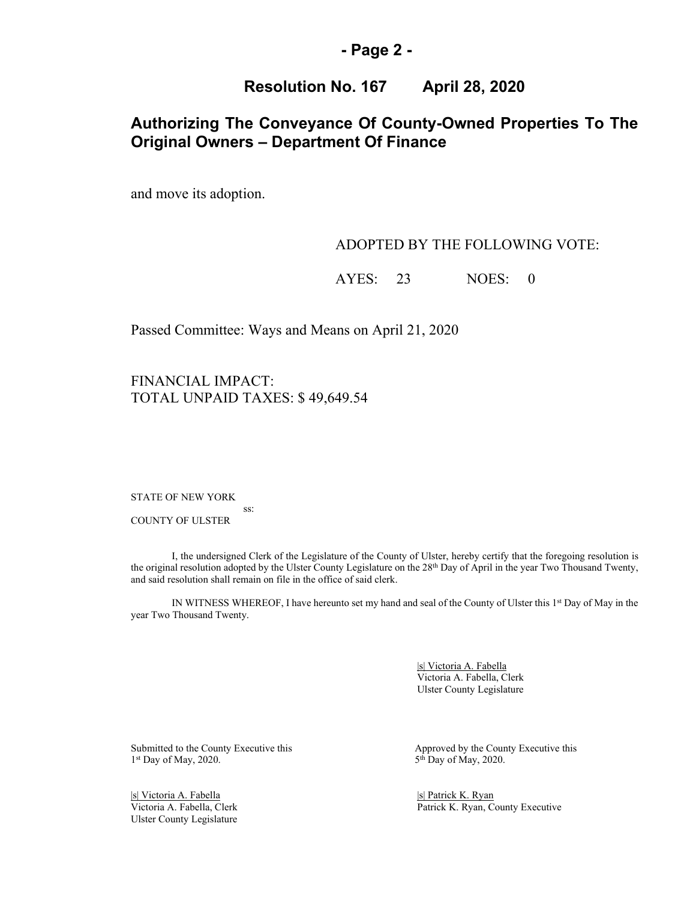# Resolution No. 167 April 28, 2020

## Authorizing The Conveyance Of County-Owned Properties To The Original Owners – Department Of Finance

and move its adoption.

ADOPTED BY THE FOLLOWING VOTE:

AYES: 23 NOES: 0

Passed Committee: Ways and Means on April 21, 2020

FINANCIAL IMPACT:
TOTAL UNPAID TAXES: $ 49,649.54

STATE OF NEW YORK
ss:
COUNTY OF ULSTER

I, the undersigned Clerk of the Legislature of the County of Ulster, hereby certify that the foregoing resolution is the original resolution adopted by the Ulster County Legislature on the 28th Day of April in the year Two Thousand Twenty, and said resolution shall remain on file in the office of said clerk.

IN WITNESS WHEREOF, I have hereunto set my hand and seal of the County of Ulster this 1st Day of May in the year Two Thousand Twenty.

|s| Victoria A. Fabella
Victoria A. Fabella, Clerk
Ulster County Legislature

Submitted to the County Executive this
1st Day of May, 2020.

|s| Victoria A. Fabella
Victoria A. Fabella, Clerk
Ulster County Legislature

Approved by the County Executive this
5th Day of May, 2020.

|s| Patrick K. Ryan
Patrick K. Ryan, County Executive